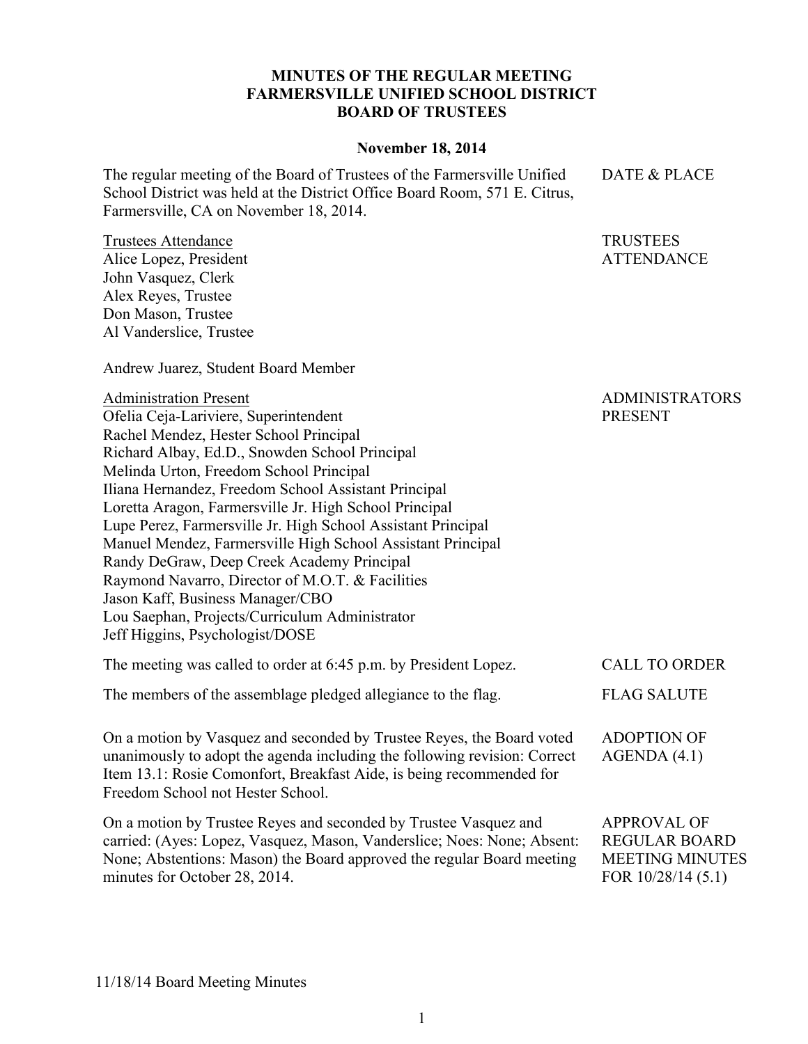# MINUTES OF THE REGULAR MEETING
# FARMERSVILLE UNIFIED SCHOOL DISTRICT
# BOARD OF TRUSTEES

**November 18, 2014**

| | |
|---|---|
| The regular meeting of the Board of Trustees of the Farmersville Unified School District was held at the District Office Board Room, 571 E. Citrus, Farmersville, CA on November 18, 2014. | DATE & PLACE |
| <u>Trustees Attendance</u><br>Alice Lopez, President<br>John Vasquez, Clerk<br>Alex Reyes, Trustee<br>Don Mason, Trustee<br>Al Vanderslice, Trustee<br><br>Andrew Juarez, Student Board Member | TRUSTEES ATTENDANCE |
| <u>Administration Present</u><br>Ofelia Ceja-Lariviere, Superintendent<br>Rachel Mendez, Hester School Principal<br>Richard Albay, Ed.D., Snowden School Principal<br>Melinda Urton, Freedom School Principal<br>Iliana Hernandez, Freedom School Assistant Principal<br>Loretta Aragon, Farmersville Jr. High School Principal<br>Lupe Perez, Farmersville Jr. High School Assistant Principal<br>Manuel Mendez, Farmersville High School Assistant Principal<br>Randy DeGraw, Deep Creek Academy Principal<br>Raymond Navarro, Director of M.O.T. & Facilities<br>Jason Kaff, Business Manager/CBO<br>Lou Saephan, Projects/Curriculum Administrator<br>Jeff Higgins, Psychologist/DOSE | ADMINISTRATORS PRESENT |
| The meeting was called to order at 6:45 p.m. by President Lopez. | CALL TO ORDER |
| The members of the assemblage pledged allegiance to the flag. | FLAG SALUTE |
| On a motion by Vasquez and seconded by Trustee Reyes, the Board voted unanimously to adopt the agenda including the following revision: Correct Item 13.1: Rosie Comonfort, Breakfast Aide, is being recommended for Freedom School not Hester School. | ADOPTION OF AGENDA (4.1) |
| On a motion by Trustee Reyes and seconded by Trustee Vasquez and carried: (Ayes: Lopez, Vasquez, Mason, Vanderslice; Noes: None; Absent: None; Abstentions: Mason) the Board approved the regular Board meeting minutes for October 28, 2014. | APPROVAL OF REGULAR BOARD MEETING MINUTES FOR 10/28/14 (5.1) |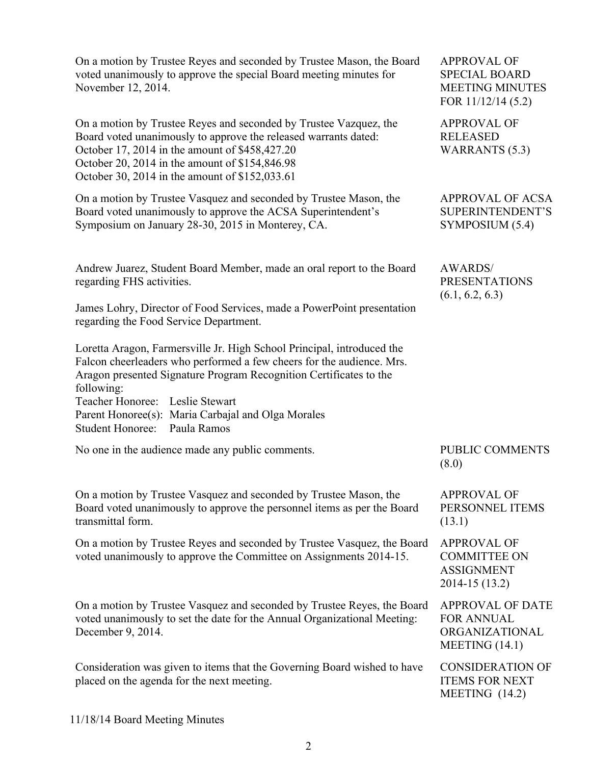On a motion by Trustee Reyes and seconded by Trustee Mason, the Board voted unanimously to approve the special Board meeting minutes for November 12, 2014.

**APPROVAL OF SPECIAL BOARD MEETING MINUTES FOR 11/12/14 (5.2)**

On a motion by Trustee Reyes and seconded by Trustee Vazquez, the Board voted unanimously to approve the released warrants dated:
October 17, 2014 in the amount of $458,427.20
October 20, 2014 in the amount of $154,846.98
October 30, 2014 in the amount of $152,033.61

**APPROVAL OF RELEASED WARRANTS (5.3)**

On a motion by Trustee Vasquez and seconded by Trustee Mason, the Board voted unanimously to approve the ACSA Superintendent's Symposium on January 28-30, 2015 in Monterey, CA.

**APPROVAL OF ACSA SUPERINTENDENT'S SYMPOSIUM (5.4)**

Andrew Juarez, Student Board Member, made an oral report to the Board regarding FHS activities.

**AWARDS/ PRESENTATIONS (6.1, 6.2, 6.3)**

James Lohry, Director of Food Services, made a PowerPoint presentation regarding the Food Service Department.

Loretta Aragon, Farmersville Jr. High School Principal, introduced the Falcon cheerleaders who performed a few cheers for the audience. Mrs. Aragon presented Signature Program Recognition Certificates to the following:
Teacher Honoree: Leslie Stewart
Parent Honoree(s): Maria Carbajal and Olga Morales
Student Honoree: Paula Ramos

No one in the audience made any public comments.

**PUBLIC COMMENTS (8.0)**

On a motion by Trustee Vasquez and seconded by Trustee Mason, the Board voted unanimously to approve the personnel items as per the Board transmittal form.

**APPROVAL OF PERSONNEL ITEMS (13.1)**

On a motion by Trustee Reyes and seconded by Trustee Vasquez, the Board voted unanimously to approve the Committee on Assignments 2014-15.

**APPROVAL OF COMMITTEE ON ASSIGNMENT 2014-15 (13.2)**

On a motion by Trustee Vasquez and seconded by Trustee Reyes, the Board voted unanimously to set the date for the Annual Organizational Meeting: December 9, 2014.

**APPROVAL OF DATE FOR ANNUAL ORGANIZATIONAL MEETING (14.1)**

Consideration was given to items that the Governing Board wished to have placed on the agenda for the next meeting.

**CONSIDERATION OF ITEMS FOR NEXT MEETING (14.2)**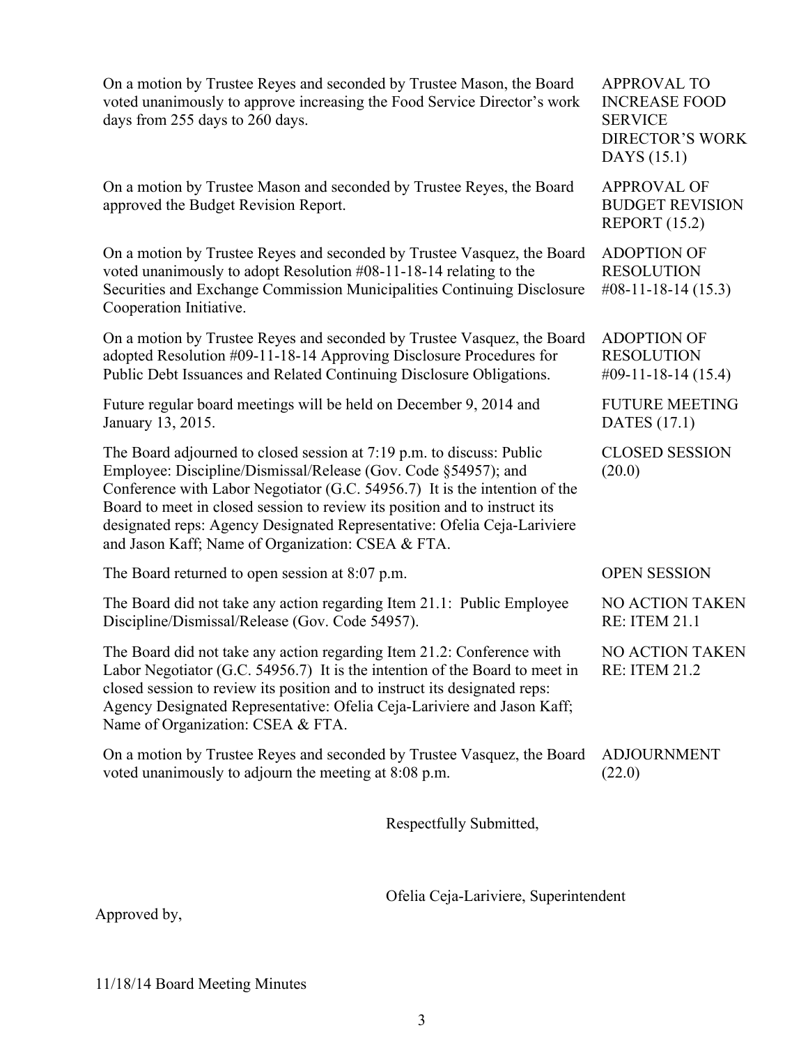| | |
|---|---|
| On a motion by Trustee Reyes and seconded by Trustee Mason, the Board voted unanimously to approve increasing the Food Service Director's work days from 255 days to 260 days. | APPROVAL TO INCREASE FOOD SERVICE DIRECTOR'S WORK DAYS (15.1) |
| On a motion by Trustee Mason and seconded by Trustee Reyes, the Board approved the Budget Revision Report. | APPROVAL OF BUDGET REVISION REPORT (15.2) |
| On a motion by Trustee Reyes and seconded by Trustee Vasquez, the Board voted unanimously to adopt Resolution #08-11-18-14 relating to the Securities and Exchange Commission Municipalities Continuing Disclosure Cooperation Initiative. | ADOPTION OF RESOLUTION #08-11-18-14 (15.3) |
| On a motion by Trustee Reyes and seconded by Trustee Vasquez, the Board adopted Resolution #09-11-18-14 Approving Disclosure Procedures for Public Debt Issuances and Related Continuing Disclosure Obligations. | ADOPTION OF RESOLUTION #09-11-18-14 (15.4) |
| Future regular board meetings will be held on December 9, 2014 and January 13, 2015. | FUTURE MEETING DATES (17.1) |
| The Board adjourned to closed session at 7:19 p.m. to discuss: Public Employee: Discipline/Dismissal/Release (Gov. Code §54957); and Conference with Labor Negotiator (G.C. 54956.7) It is the intention of the Board to meet in closed session to review its position and to instruct its designated reps: Agency Designated Representative: Ofelia Ceja-Lariviere and Jason Kaff; Name of Organization: CSEA & FTA. | CLOSED SESSION (20.0) |
| The Board returned to open session at 8:07 p.m. | OPEN SESSION |
| The Board did not take any action regarding Item 21.1: Public Employee Discipline/Dismissal/Release (Gov. Code 54957). | NO ACTION TAKEN RE: ITEM 21.1 |
| The Board did not take any action regarding Item 21.2: Conference with Labor Negotiator (G.C. 54956.7) It is the intention of the Board to meet in closed session to review its position and to instruct its designated reps: Agency Designated Representative: Ofelia Ceja-Lariviere and Jason Kaff; Name of Organization: CSEA & FTA. | NO ACTION TAKEN RE: ITEM 21.2 |
| On a motion by Trustee Reyes and seconded by Trustee Vasquez, the Board voted unanimously to adjourn the meeting at 8:08 p.m. | ADJOURNMENT (22.0) |

Respectfully Submitted,

Ofelia Ceja-Lariviere, Superintendent

Approved by,

11/18/14 Board Meeting Minutes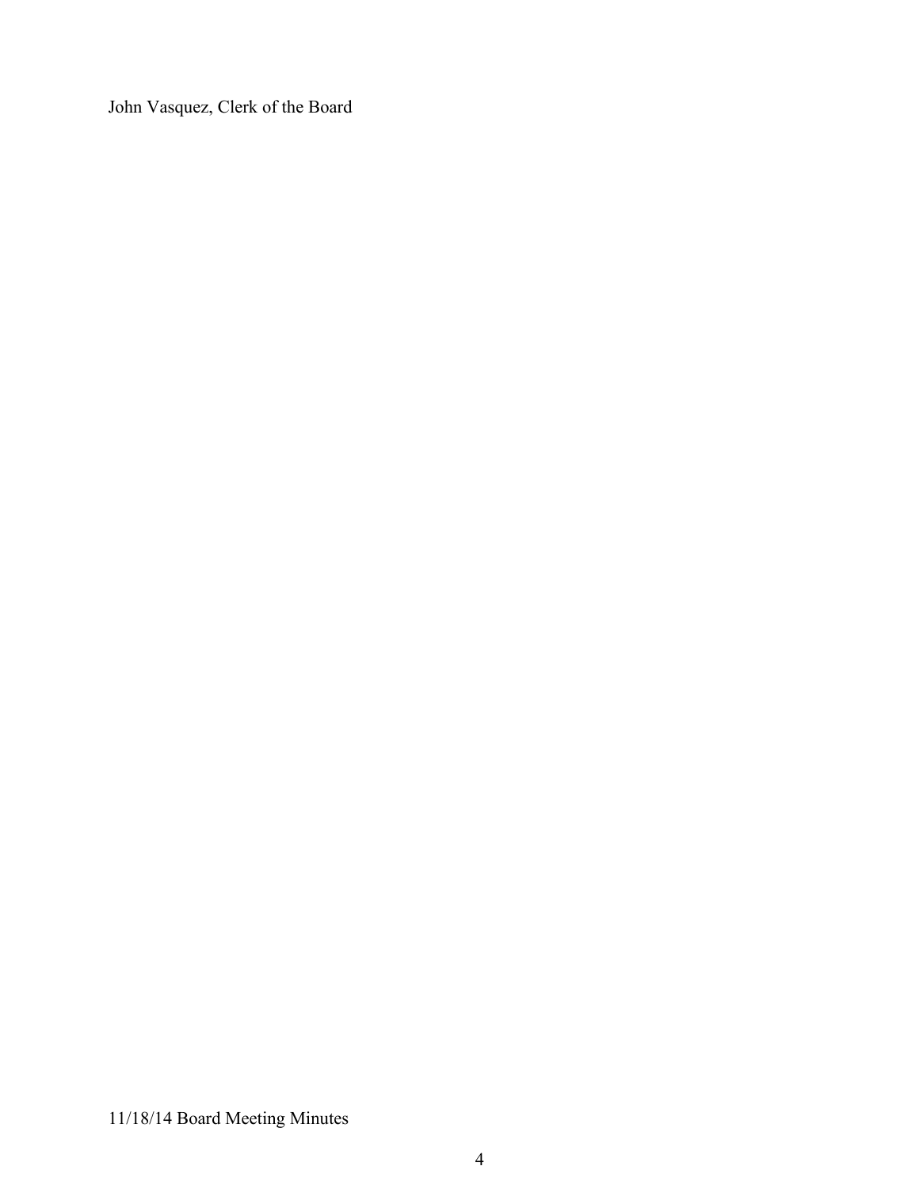John Vasquez, Clerk of the Board